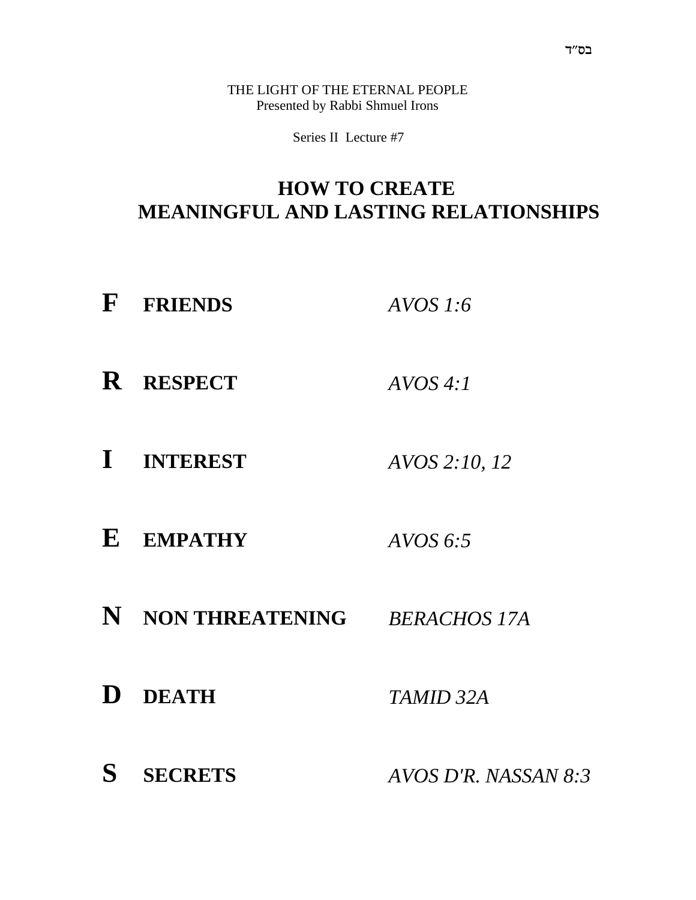בס"ד

THE LIGHT OF THE ETERNAL PEOPLE
Presented by Rabbi Shmuel Irons

Series II Lecture #7

# HOW TO CREATE MEANINGFUL AND LASTING RELATIONSHIPS

| | | |
|---|---|---|
| **F** | **FRIENDS** | *AVOS 1:6* |
| **R** | **RESPECT** | *AVOS 4:1* |
| **I** | **INTEREST** | *AVOS 2:10, 12* |
| **E** | **EMPATHY** | *AVOS 6:5* |
| **N** | **NON THREATENING** | *BERACHOS 17A* |
| **D** | **DEATH** | *TAMID 32A* |
| **S** | **SECRETS** | *AVOS D'R. NASSAN 8:3* |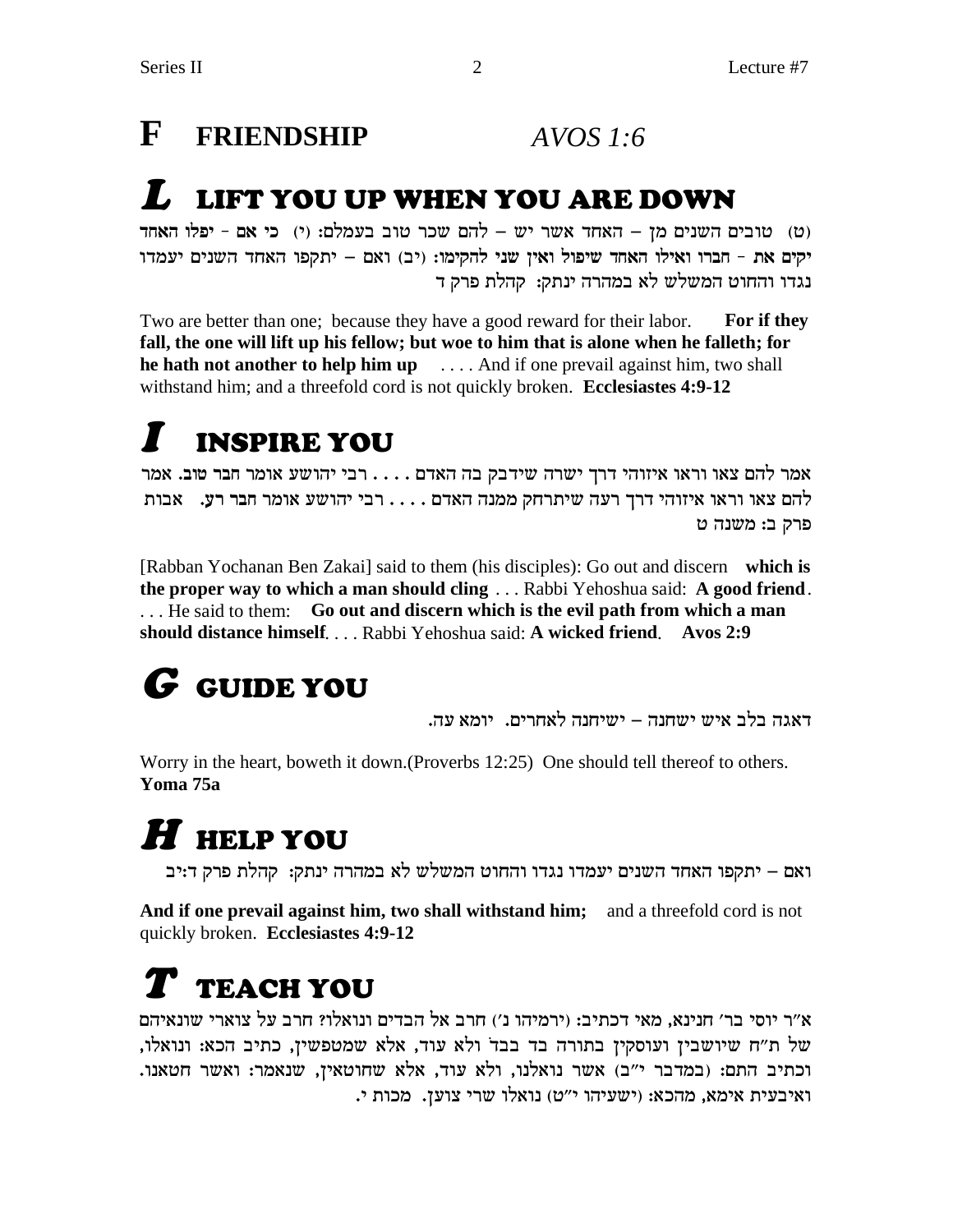# F FRIENDSHIP *AVOS 1:6*

## *L* LIFT YOU UP WHEN YOU ARE DOWN

(ט) טובים השנים מן – האחד אשר יש – להם שכר טוב בעמלם: (י) **כי אם - יפלו האחד יקים את - חברו ואילו האחד שיפול ואין שני להקימו:** (יב) ואם – יתקפו האחד השנים יעמדו נגדו והחוט המשלש לא במהרה ינתק: קהלת פרק ד

Two are better than one; because they have a good reward for their labor. **For if they fall, the one will lift up his fellow; but woe to him that is alone when he falleth; for he hath not another to help him up** . . . . And if one prevail against him, two shall withstand him; and a threefold cord is not quickly broken. **Ecclesiastes 4:9-12**

## *I* INSPIRE YOU

אמר להם צאו וראו איזוהי דרך ישרה שידבק בה האדם . . . . רבי יהושע אומר **חבר טוב**. אמר להם צאו וראו איזוהי דרך רעה שיתרחק ממנה האדם . . . . רבי יהושע אומר **חבר רע**. אבות פרק ב: משנה ט

[Rabban Yochanan Ben Zakai] said to them (his disciples): Go out and discern **which is the proper way to which a man should cling** . . . Rabbi Yehoshua said: **A good friend**. . . . He said to them: **Go out and discern which is the evil path from which a man should distance himself**. . . . Rabbi Yehoshua said: **A wicked friend**. **Avos 2:9**

## *G* GUIDE YOU

דאגה בלב איש ישחנה – ישיחנה לאחרים. יומא עה.

Worry in the heart, boweth it down.(Proverbs 12:25) One should tell thereof to others. **Yoma 75a**

## *H* HELP YOU

ואם – יתקפו האחד השנים יעמדו נגדו והחוט המשלש לא במהרה ינתק: קהלת פרק ד:יב

**And if one prevail against him, two shall withstand him;** and a threefold cord is not quickly broken. **Ecclesiastes 4:9-12**

## *T* TEACH YOU

א"ר יוסי בר' חנינא, מאי דכתיב: (ירמיהו נ') חרב אל הבדים ונואלו? חרב על צוארי שונאיהם של ת"ח שיושבין ועוסקין בתורה בד בבד ולא עוד, אלא שמטפשין, כתיב הכא: ונואלו, וכתיב התם: (במדבר י"ב) אשר נואלנו, ולא עוד, אלא שחוטאין, שנאמר: ואשר חטאנו. ואיבעית אימא, מהכא: (ישעיהו י"ט) נואלו שרי צוען. מכות י.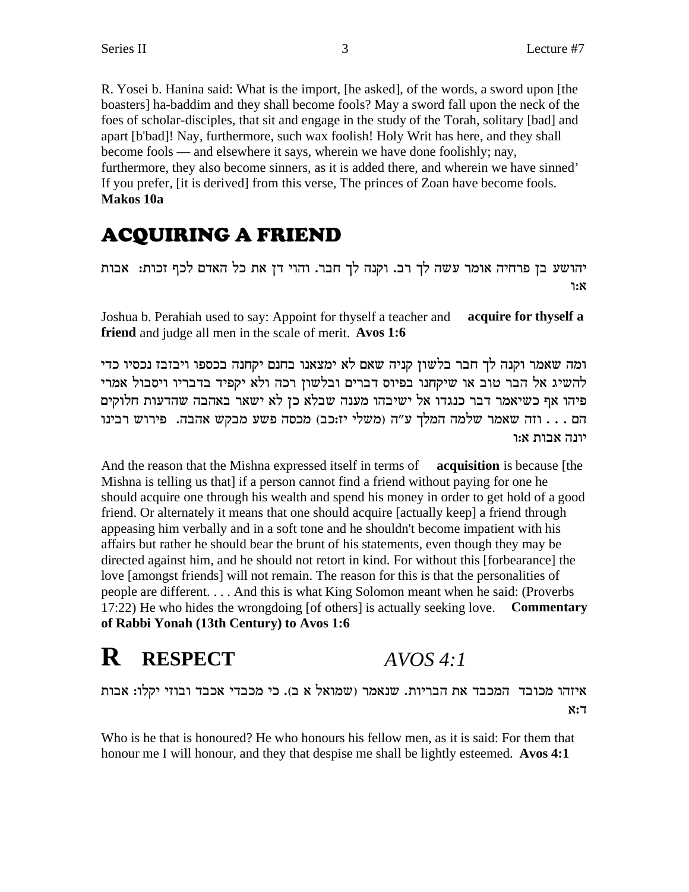R. Yosei b. Hanina said: What is the import, [he asked], of the words, a sword upon [the boasters] ha-baddim and they shall become fools? May a sword fall upon the neck of the foes of scholar-disciples, that sit and engage in the study of the Torah, solitary [bad] and apart [b'bad]! Nay, furthermore, such wax foolish! Holy Writ has here, and they shall become fools — and elsewhere it says, wherein we have done foolishly; nay, furthermore, they also become sinners, as it is added there, and wherein we have sinned' If you prefer, [it is derived] from this verse, The princes of Zoan have become fools. **Makos 10a**

## ACQUIRING A FRIEND

יהושע בן פרחיה אומר עשה לך רב. וקנה לך חבר. והוי דן את כל האדם לכף זכות: אבות א:ו

Joshua b. Perahiah used to say: Appoint for thyself a teacher and **acquire for thyself a friend** and judge all men in the scale of merit. **Avos 1:6**

ומה שאמר וקנה לך חבר בלשון קניה שאם לא ימצאנו בחנם יקחנה בכספו ויבזבז נכסיו כדי להשיג אל הבר טוב או שיקחנו בפיוס דברים ובלשון רכה ולא יקפיד בדבריו ויסבול אמרי פיהו אף כשיאמר דבר כנגדו אל ישיבהו מענה שבלא כן לא ישאר באהבה שהדעות חלוקים הם . . . וזה שאמר שלמה המלך ע"ה (משלי יז:כב) מכסה פשע מבקש אהבה. פירוש רבינו יונה אבות א:ו

And the reason that the Mishna expressed itself in terms of **acquisition** is because [the Mishna is telling us that] if a person cannot find a friend without paying for one he should acquire one through his wealth and spend his money in order to get hold of a good friend. Or alternately it means that one should acquire [actually keep] a friend through appeasing him verbally and in a soft tone and he shouldn't become impatient with his affairs but rather he should bear the brunt of his statements, even though they may be directed against him, and he should not retort in kind. For without this [forbearance] the love [amongst friends] will not remain. The reason for this is that the personalities of people are different. . . . And this is what King Solomon meant when he said: (Proverbs 17:22) He who hides the wrongdoing [of others] is actually seeking love. **Commentary of Rabbi Yonah (13th Century) to Avos 1:6**

# R RESPECT *AVOS 4:1*

איזהו מכובד המכבד את הבריות. שנאמר (שמואל א ב). כי מכבדי אכבד ובוזי יקלו: אבות ד:א

Who is he that is honoured? He who honours his fellow men, as it is said: For them that honour me I will honour, and they that despise me shall be lightly esteemed. **Avos 4:1**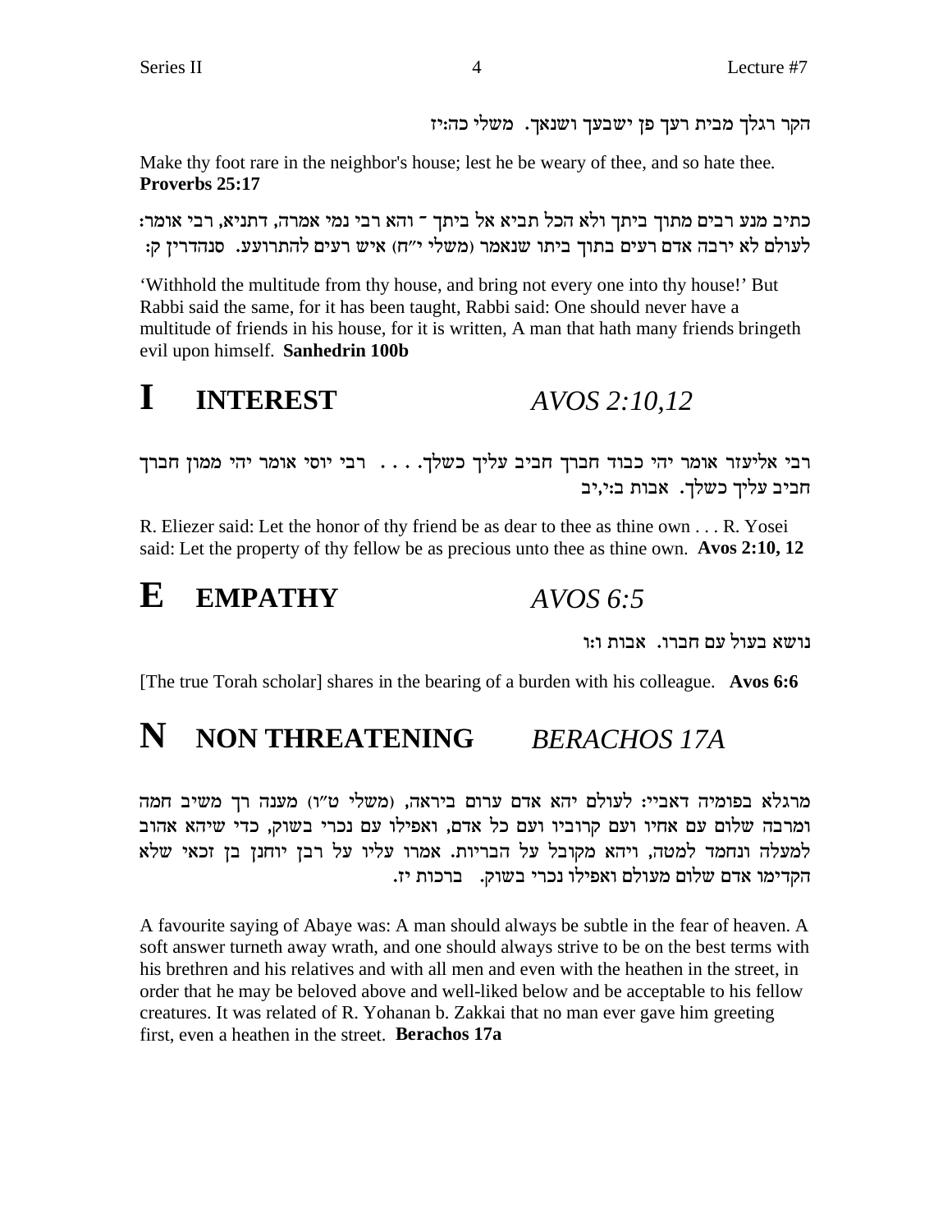הקר רגלך מבית רעך פן ישבעך ושנאך. משלי כה:יז

Make thy foot rare in the neighbor's house; lest he be weary of thee, and so hate thee. **Proverbs 25:17**

כתיב מנע רבים מתוך ביתך ולא הכל תביא אל ביתך ־ והא רבי נמי אמרה, דתניא, רבי אומר: לעולם לא ירבה אדם רעים בתוך ביתו שנאמר (משלי י"ח) איש רעים להתרועע. סנהדרין ק:

'Withhold the multitude from thy house, and bring not every one into thy house!' But Rabbi said the same, for it has been taught, Rabbi said: One should never have a multitude of friends in his house, for it is written, A man that hath many friends bringeth evil upon himself. **Sanhedrin 100b**

# I INTEREST *AVOS 2:10,12*

רבי אליעזר אומר יהי כבוד חברך חביב עליך כשלך. . . . רבי יוסי אומר יהי ממון חברך חביב עליך כשלך. אבות ב:י,יב

R. Eliezer said: Let the honor of thy friend be as dear to thee as thine own . . . R. Yosei said: Let the property of thy fellow be as precious unto thee as thine own. **Avos 2:10, 12**

# E EMPATHY *AVOS 6:5*

נושא בעול עם חברו. אבות ו:ו

[The true Torah scholar] shares in the bearing of a burden with his colleague. **Avos 6:6**

# N NON THREATENING *BERACHOS 17A*

מרגלא בפומיה דאביי: לעולם יהא אדם ערום ביראה, (משלי ט"ו) מענה רך משיב חמה ומרבה שלום עם אחיו ועם קרוביו ועם כל אדם, ואפילו עם נכרי בשוק, כדי שיהא אהוב למעלה ונחמד למטה, ויהא מקובל על הבריות. אמרו עליו על רבן יוחנן בן זכאי שלא הקדימו אדם שלום מעולם ואפילו נכרי בשוק. ברכות יז.

A favourite saying of Abaye was: A man should always be subtle in the fear of heaven. A soft answer turneth away wrath, and one should always strive to be on the best terms with his brethren and his relatives and with all men and even with the heathen in the street, in order that he may be beloved above and well-liked below and be acceptable to his fellow creatures. It was related of R. Yohanan b. Zakkai that no man ever gave him greeting first, even a heathen in the street. **Berachos 17a**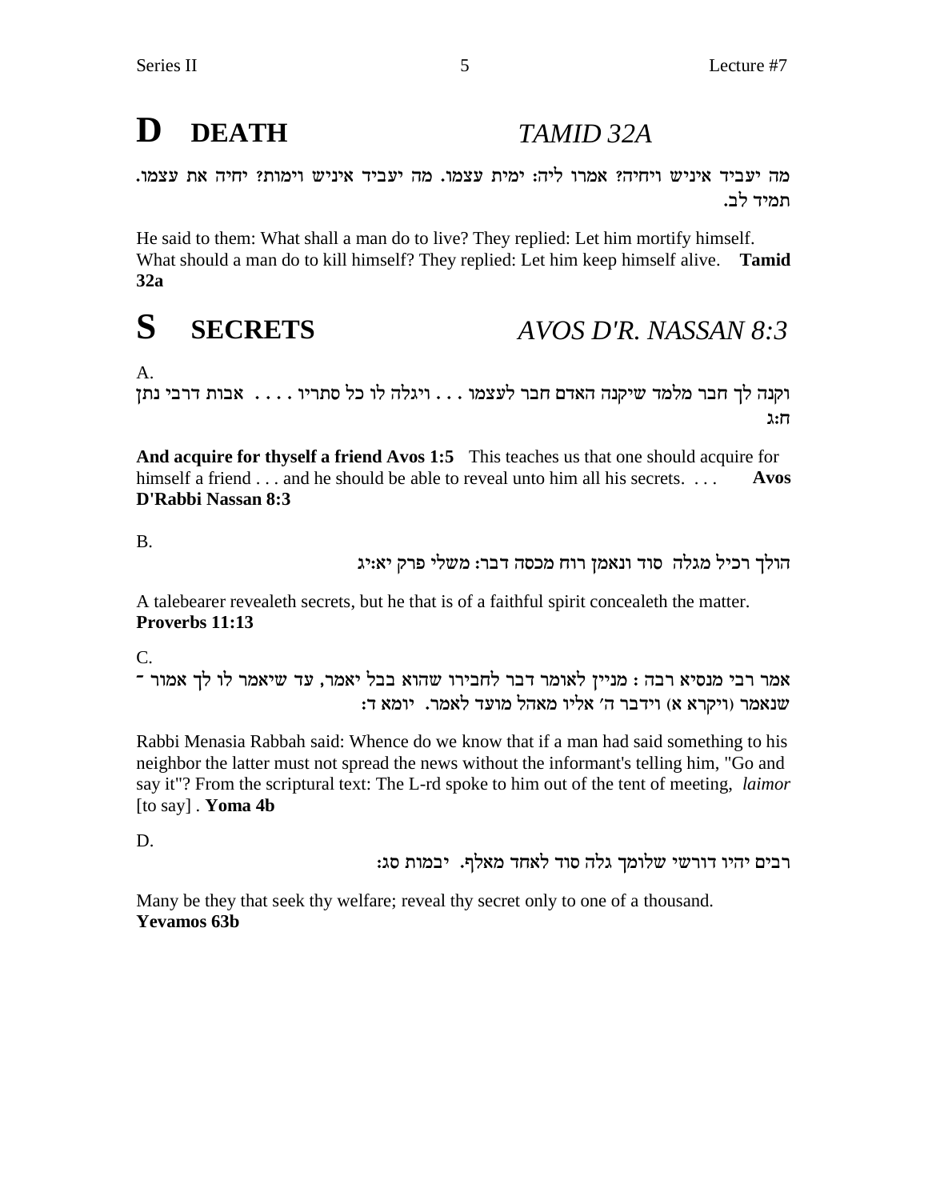# D DEATH *TAMID 32A*

מה יעביד איניש ויחיה? אמרו ליה: ימית עצמו. מה יעביד איניש וימות? יחיה את עצמו. תמיד לב.

He said to them: What shall a man do to live? They replied: Let him mortify himself. What should a man do to kill himself? They replied: Let him keep himself alive. **Tamid 32a**

# S SECRETS *AVOS D'R. NASSAN 8:3*

A.

וקנה לך חבר מלמד שיקנה האדם חבר לעצמו . . . ויגלה לו כל סתריו . . . . אבות דרבי נתן ח:ג

**And acquire for thyself a friend Avos 1:5** This teaches us that one should acquire for himself a friend . . . and he should be able to reveal unto him all his secrets. . . . **Avos D'Rabbi Nassan 8:3**

B.

הולך רכיל מגלה סוד ונאמן רוח מכסה דבר: משלי פרק יא:יג

A talebearer revealeth secrets, but he that is of a faithful spirit concealeth the matter. **Proverbs 11:13**

C.

אמר רבי מנסיא רבה : מניין לאומר דבר לחבירו שהוא בבל יאמר, עד שיאמר לו לך אמור - שנאמר (ויקרא א) וידבר ה' אליו מאהל מועד לאמר. יומא ד:

Rabbi Menasia Rabbah said: Whence do we know that if a man had said something to his neighbor the latter must not spread the news without the informant's telling him, "Go and say it"? From the scriptural text: The L-rd spoke to him out of the tent of meeting, *laimor* [to say] . **Yoma 4b**

D.

רבים יהיו דורשי שלומך גלה סוד לאחד מאלף. יבמות סג:

Many be they that seek thy welfare; reveal thy secret only to one of a thousand. **Yevamos 63b**